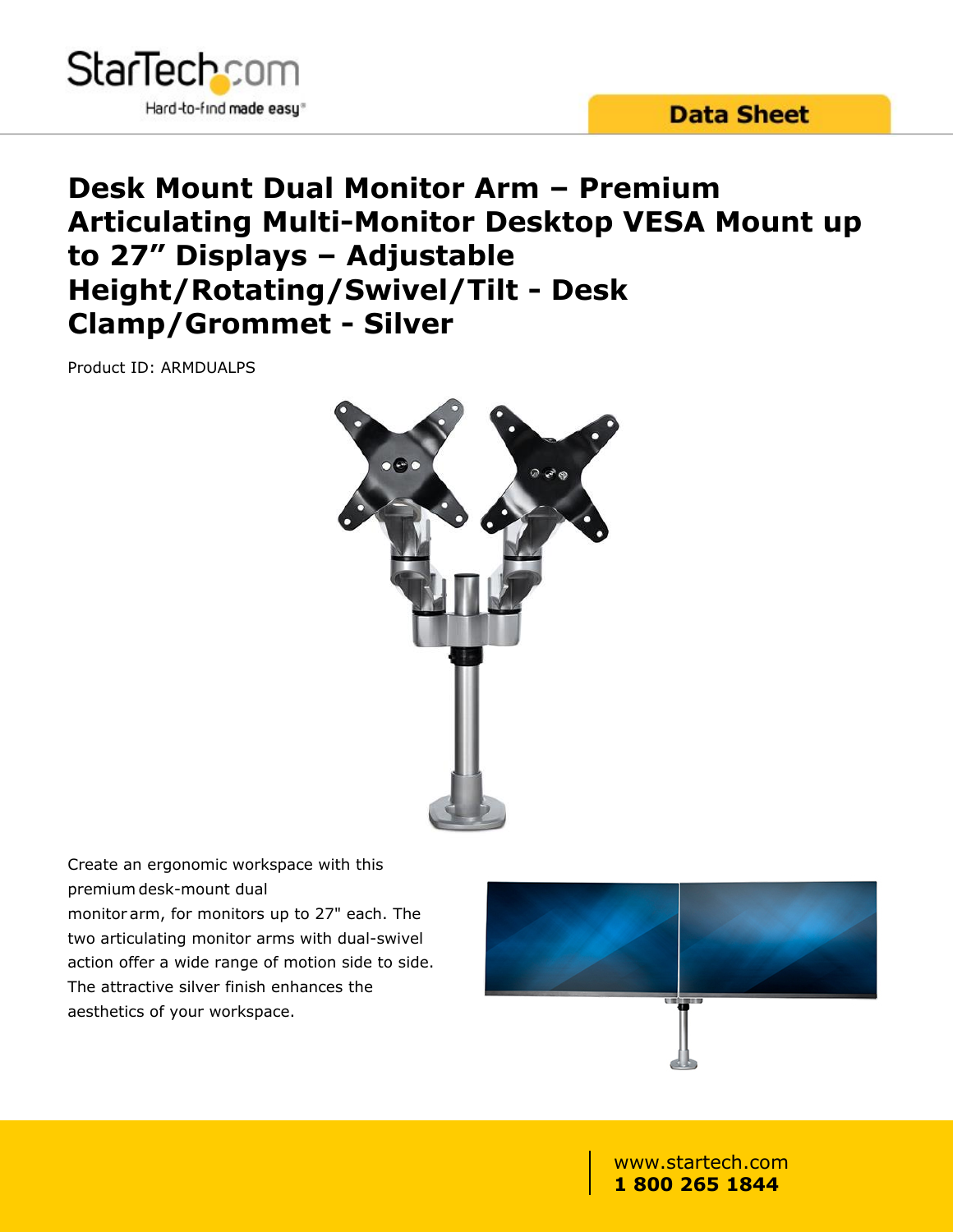StarTech.com

Hard-to-find made easy®

Data Sheet

# Desk Mount Dual Monitor Arm – Premium Articulating Multi-Monitor Desktop VESA Mount up to 27" Displays – Adjustable Height/Rotating/Swivel/Tilt - Desk Clamp/Grommet - Silver

Product ID: ARMDUALPS

Create an ergonomic workspace with this premium desk-mount dual monitor arm, for monitors up to 27" each. The two articulating monitor arms with dual-swivel action offer a wide range of motion side to side. The attractive silver finish enhances the aesthetics of your workspace.

www.startech.com
**1 800 265 1844**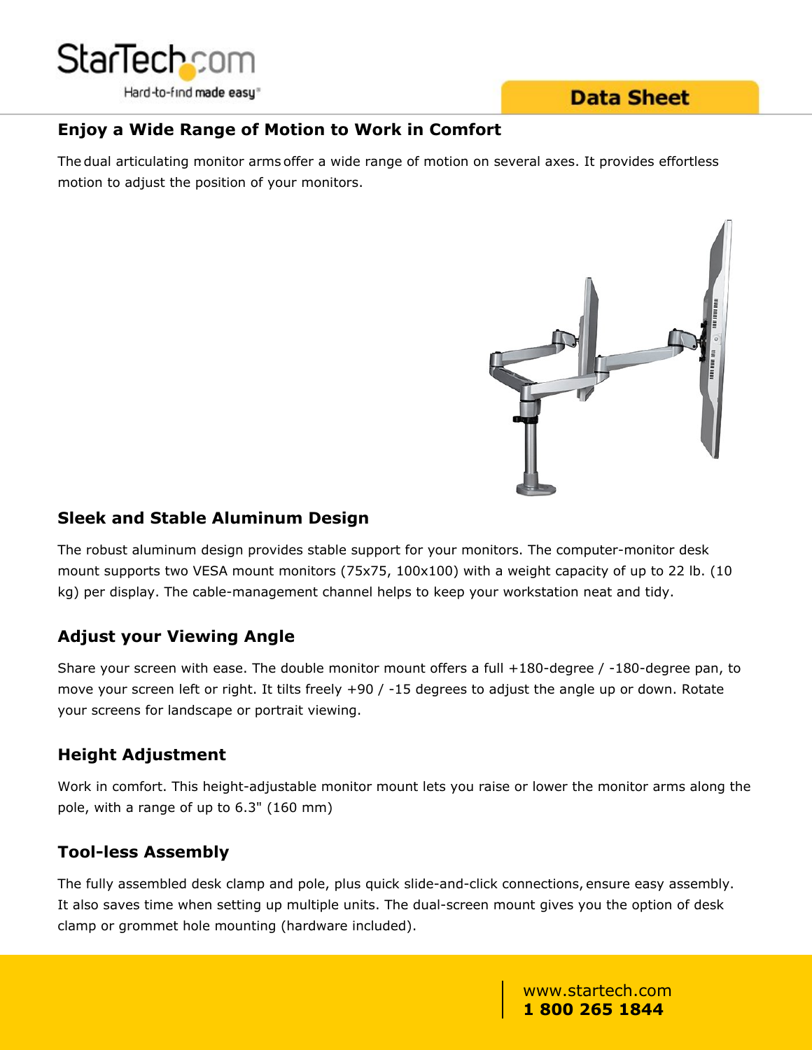## Enjoy a Wide Range of Motion to Work in Comfort

The dual articulating monitor arms offer a wide range of motion on several axes. It provides effortless motion to adjust the position of your monitors.

## Sleek and Stable Aluminum Design

The robust aluminum design provides stable support for your monitors. The computer-monitor desk mount supports two VESA mount monitors (75x75, 100x100) with a weight capacity of up to 22 lb. (10 kg) per display. The cable-management channel helps to keep your workstation neat and tidy.

## Adjust your Viewing Angle

Share your screen with ease. The double monitor mount offers a full +180-degree / -180-degree pan, to move your screen left or right. It tilts freely +90 / -15 degrees to adjust the angle up or down. Rotate your screens for landscape or portrait viewing.

## Height Adjustment

Work in comfort. This height-adjustable monitor mount lets you raise or lower the monitor arms along the pole, with a range of up to 6.3" (160 mm)

## Tool-less Assembly

The fully assembled desk clamp and pole, plus quick slide-and-click connections, ensure easy assembly. It also saves time when setting up multiple units. The dual-screen mount gives you the option of desk clamp or grommet hole mounting (hardware included).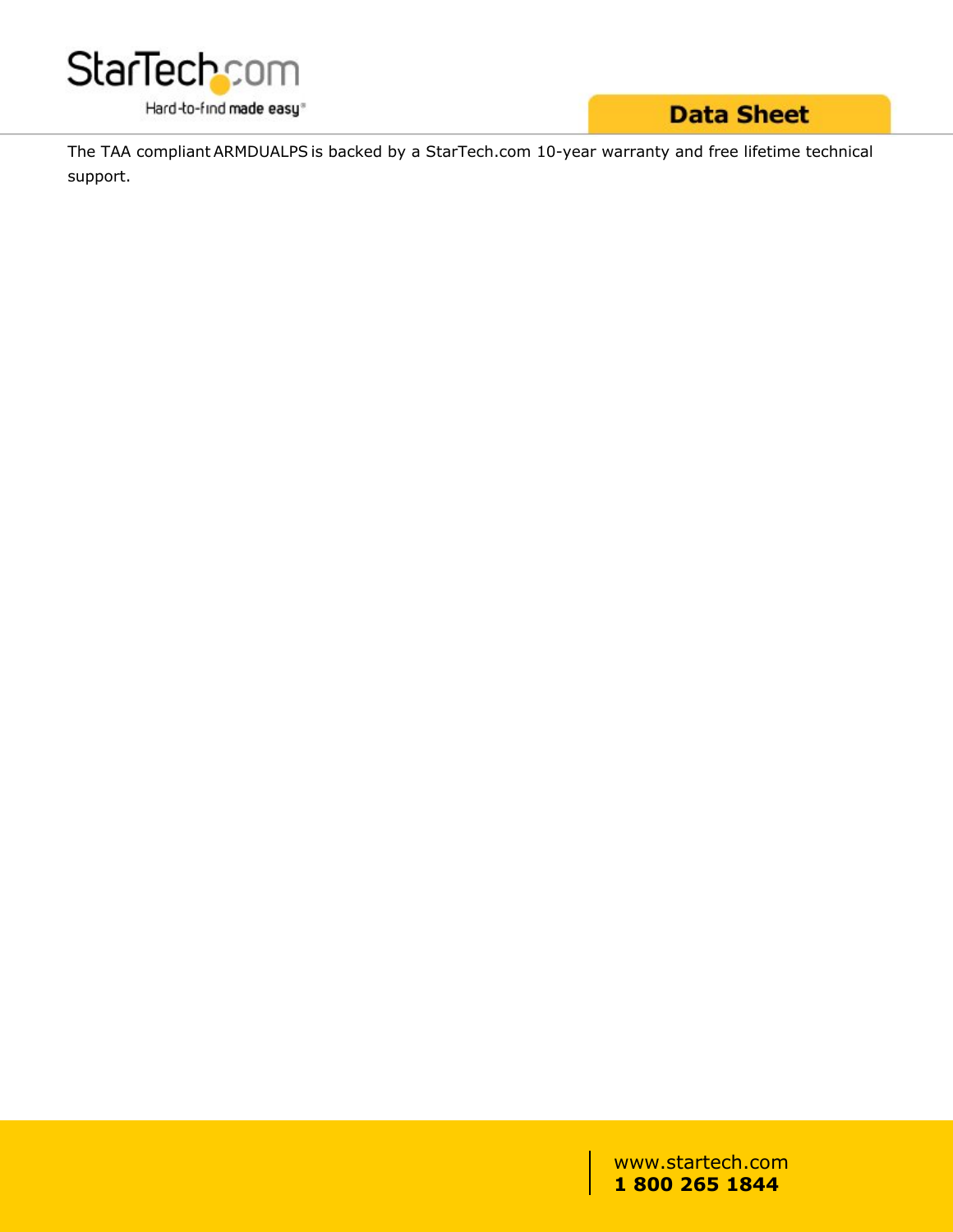The TAA compliant ARMDUALPS is backed by a StarTech.com 10-year warranty and free lifetime technical support.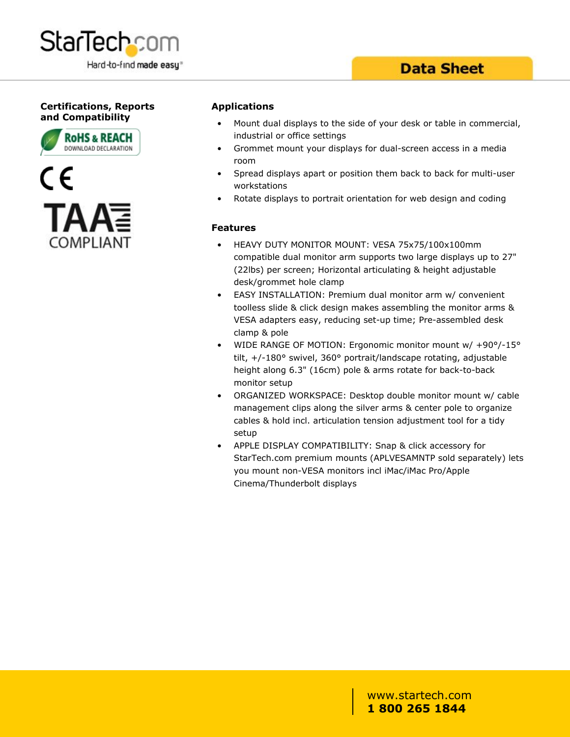## Certifications, Reports and Compatibility

RoHS & REACH
DOWNLOAD DECLARATION

CE

TAA COMPLIANT

## Applications

- Mount dual displays to the side of your desk or table in commercial, industrial or office settings
- Grommet mount your displays for dual-screen access in a media room
- Spread displays apart or position them back to back for multi-user workstations
- Rotate displays to portrait orientation for web design and coding

## Features

- HEAVY DUTY MONITOR MOUNT: VESA 75x75/100x100mm compatible dual monitor arm supports two large displays up to 27" (22lbs) per screen; Horizontal articulating & height adjustable desk/grommet hole clamp
- EASY INSTALLATION: Premium dual monitor arm w/ convenient toolless slide & click design makes assembling the monitor arms & VESA adapters easy, reducing set-up time; Pre-assembled desk clamp & pole
- WIDE RANGE OF MOTION: Ergonomic monitor mount w/ +90°/-15° tilt, +/-180° swivel, 360° portrait/landscape rotating, adjustable height along 6.3" (16cm) pole & arms rotate for back-to-back monitor setup
- ORGANIZED WORKSPACE: Desktop double monitor mount w/ cable management clips along the silver arms & center pole to organize cables & hold incl. articulation tension adjustment tool for a tidy setup
- APPLE DISPLAY COMPATIBILITY: Snap & click accessory for StarTech.com premium mounts (APLVESAMNTP sold separately) lets you mount non-VESA monitors incl iMac/iMac Pro/Apple Cinema/Thunderbolt displays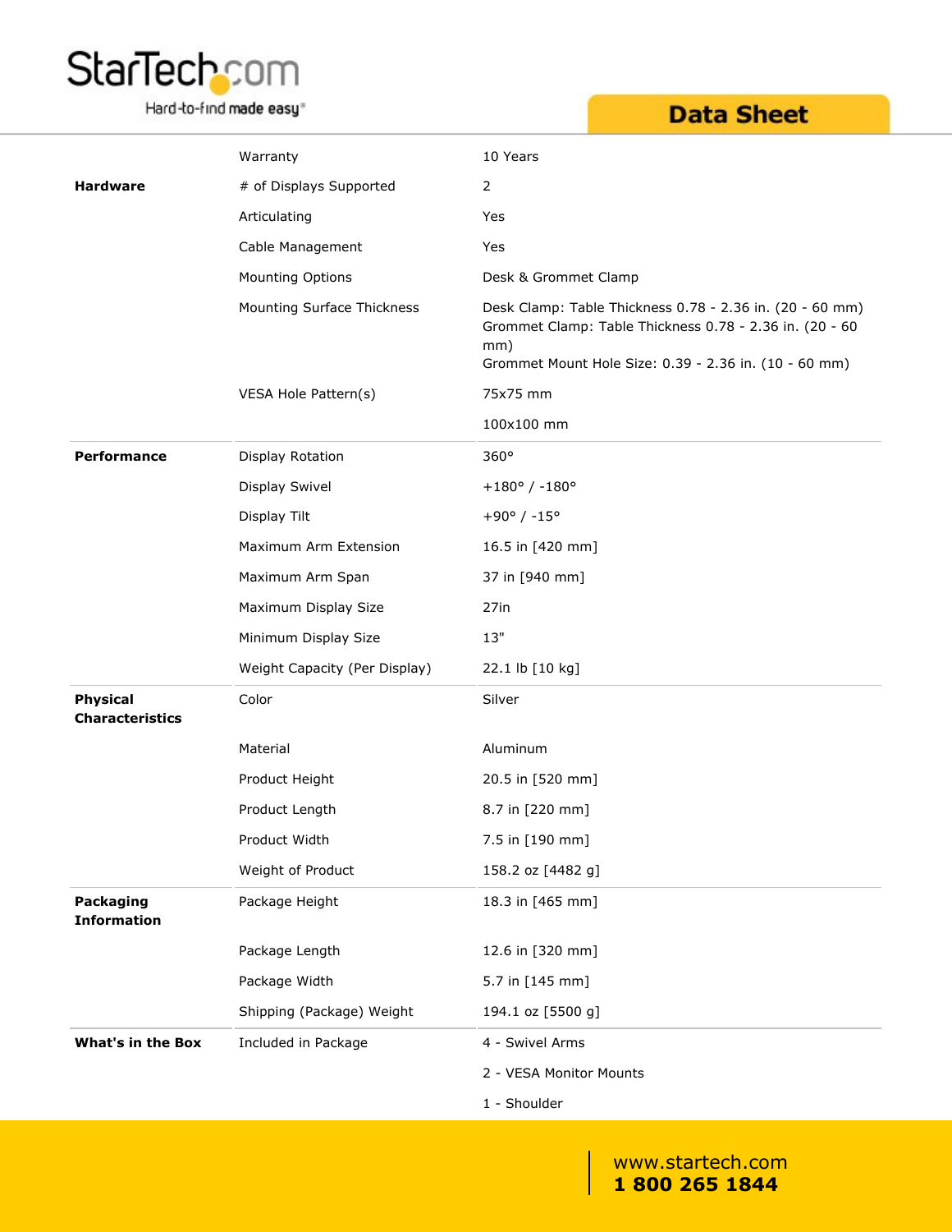| | | |
|---|---|---|
| | Warranty | 10 Years |
| **Hardware** | # of Displays Supported | 2 |
| | Articulating | Yes |
| | Cable Management | Yes |
| | Mounting Options | Desk & Grommet Clamp |
| | Mounting Surface Thickness | Desk Clamp: Table Thickness 0.78 - 2.36 in. (20 - 60 mm)<br>Grommet Clamp: Table Thickness 0.78 - 2.36 in. (20 - 60 mm)<br>Grommet Mount Hole Size: 0.39 - 2.36 in. (10 - 60 mm) |
| | VESA Hole Pattern(s) | 75x75 mm |
| | | 100x100 mm |
| **Performance** | Display Rotation | 360° |
| | Display Swivel | +180° / -180° |
| | Display Tilt | +90° / -15° |
| | Maximum Arm Extension | 16.5 in [420 mm] |
| | Maximum Arm Span | 37 in [940 mm] |
| | Maximum Display Size | 27in |
| | Minimum Display Size | 13" |
| | Weight Capacity (Per Display) | 22.1 lb [10 kg] |
| **Physical Characteristics** | Color | Silver |
| | Material | Aluminum |
| | Product Height | 20.5 in [520 mm] |
| | Product Length | 8.7 in [220 mm] |
| | Product Width | 7.5 in [190 mm] |
| | Weight of Product | 158.2 oz [4482 g] |
| **Packaging Information** | Package Height | 18.3 in [465 mm] |
| | Package Length | 12.6 in [320 mm] |
| | Package Width | 5.7 in [145 mm] |
| | Shipping (Package) Weight | 194.1 oz [5500 g] |
| **What's in the Box** | Included in Package | 4 - Swivel Arms |
| | | 2 - VESA Monitor Mounts |
| | | 1 - Shoulder |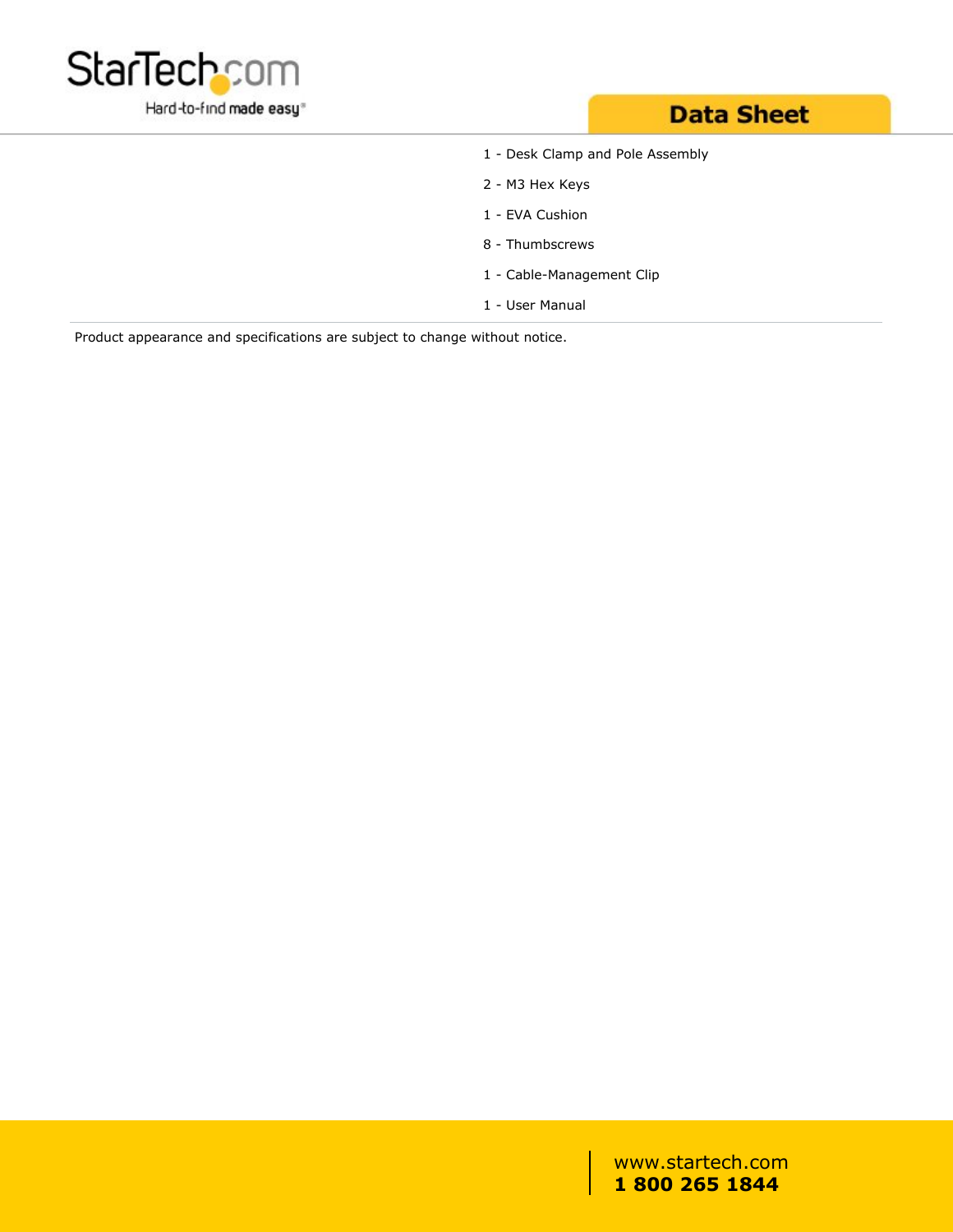1 - Desk Clamp and Pole Assembly

2 - M3 Hex Keys

1 - EVA Cushion

8 - Thumbscrews

1 - Cable-Management Clip

1 - User Manual

Product appearance and specifications are subject to change without notice.